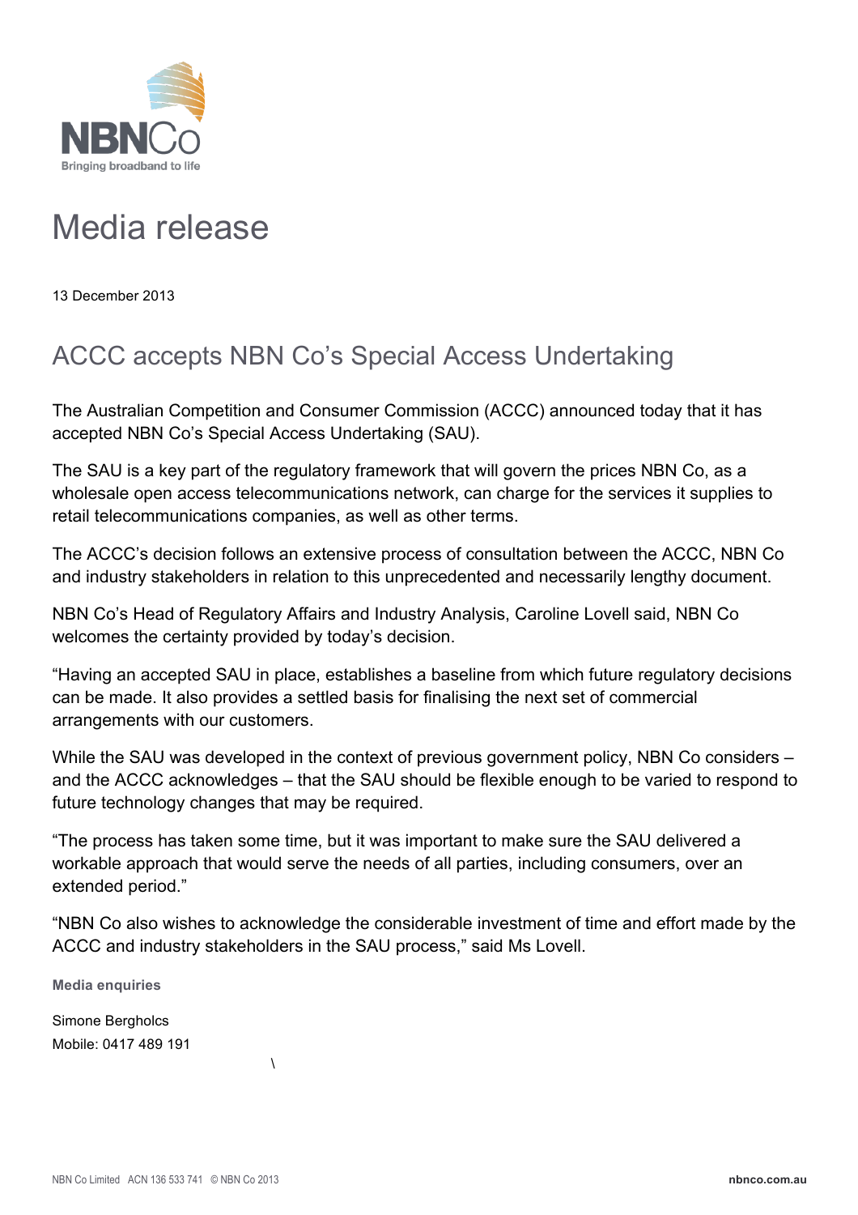NBNCo
Bringing broadband to life

# Media release

13 December 2013

## ACCC accepts NBN Co's Special Access Undertaking

The Australian Competition and Consumer Commission (ACCC) announced today that it has accepted NBN Co's Special Access Undertaking (SAU).

The SAU is a key part of the regulatory framework that will govern the prices NBN Co, as a wholesale open access telecommunications network, can charge for the services it supplies to retail telecommunications companies, as well as other terms.

The ACCC's decision follows an extensive process of consultation between the ACCC, NBN Co and industry stakeholders in relation to this unprecedented and necessarily lengthy document.

NBN Co's Head of Regulatory Affairs and Industry Analysis, Caroline Lovell said, NBN Co welcomes the certainty provided by today's decision.

"Having an accepted SAU in place, establishes a baseline from which future regulatory decisions can be made. It also provides a settled basis for finalising the next set of commercial arrangements with our customers.

While the SAU was developed in the context of previous government policy, NBN Co considers – and the ACCC acknowledges – that the SAU should be flexible enough to be varied to respond to future technology changes that may be required.

"The process has taken some time, but it was important to make sure the SAU delivered a workable approach that would serve the needs of all parties, including consumers, over an extended period."

"NBN Co also wishes to acknowledge the considerable investment of time and effort made by the ACCC and industry stakeholders in the SAU process," said Ms Lovell.

**Media enquiries**

Simone Bergholcs
Mobile: 0417 489 191

\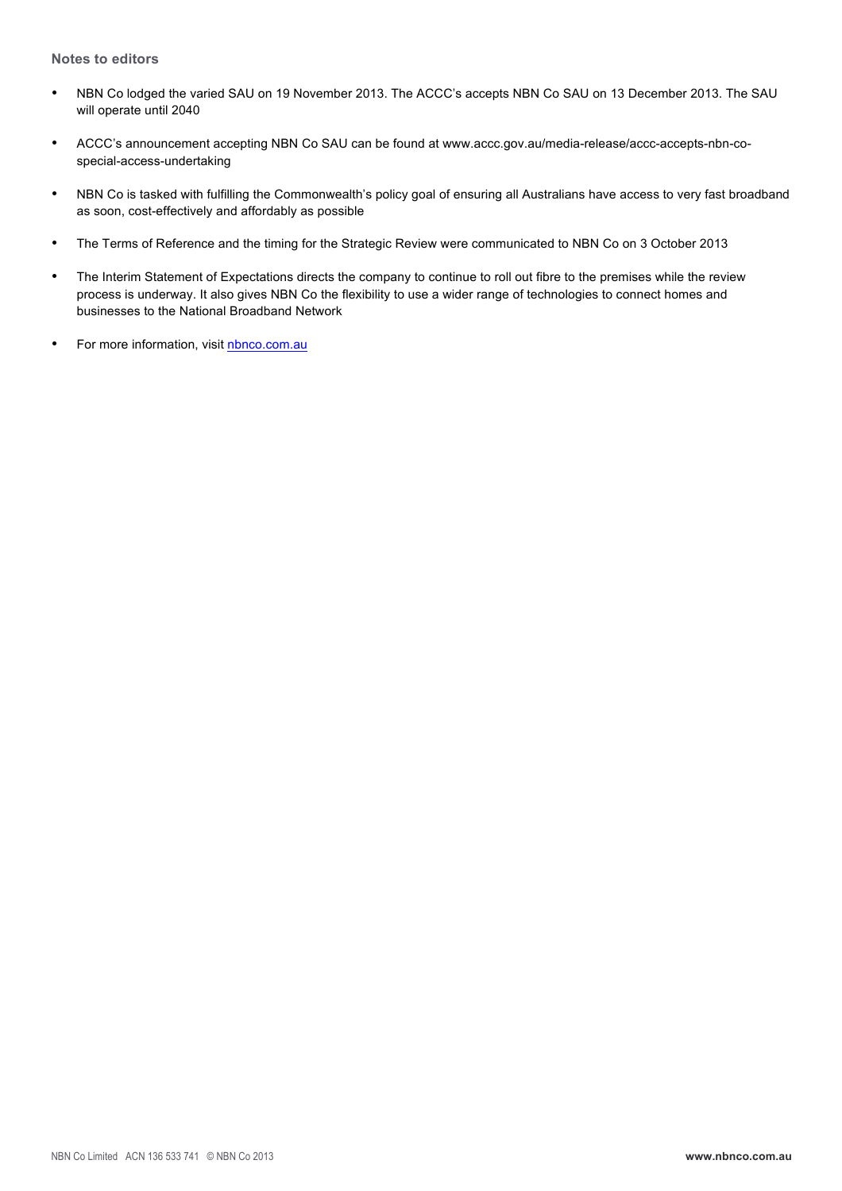**Notes to editors**

- NBN Co lodged the varied SAU on 19 November 2013. The ACCC's accepts NBN Co SAU on 13 December 2013. The SAU will operate until 2040
- ACCC's announcement accepting NBN Co SAU can be found at www.accc.gov.au/media-release/accc-accepts-nbn-co-special-access-undertaking
- NBN Co is tasked with fulfilling the Commonwealth's policy goal of ensuring all Australians have access to very fast broadband as soon, cost-effectively and affordably as possible
- The Terms of Reference and the timing for the Strategic Review were communicated to NBN Co on 3 October 2013
- The Interim Statement of Expectations directs the company to continue to roll out fibre to the premises while the review process is underway. It also gives NBN Co the flexibility to use a wider range of technologies to connect homes and businesses to the National Broadband Network
- For more information, visit [nbnco.com.au](http://nbnco.com.au)